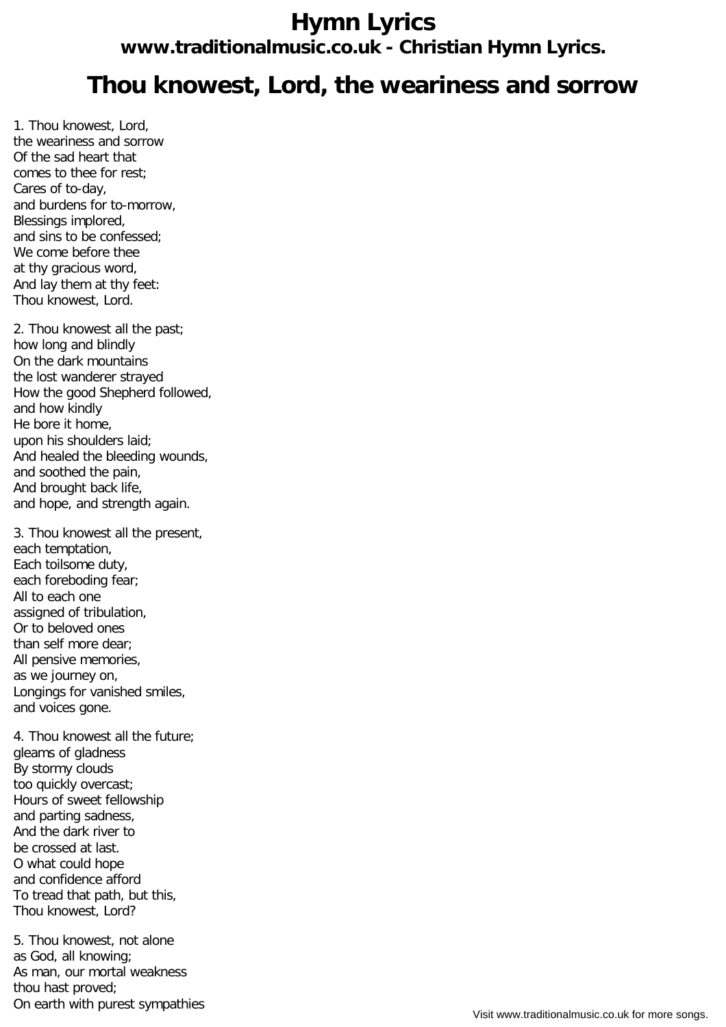# Hymn Lyrics

## www.traditionalmusic.co.uk - Christian Hymn Lyrics.

# Thou knowest, Lord, the weariness and sorrow

1. Thou knowest, Lord,
the weariness and sorrow
Of the sad heart that
comes to thee for rest;
Cares of to-day,
and burdens for to-morrow,
Blessings implored,
and sins to be confessed;
We come before thee
at thy gracious word,
And lay them at thy feet:
Thou knowest, Lord.

2. Thou knowest all the past;
how long and blindly
On the dark mountains
the lost wanderer strayed
How the good Shepherd followed,
and how kindly
He bore it home,
upon his shoulders laid;
And healed the bleeding wounds,
and soothed the pain,
And brought back life,
and hope, and strength again.

3. Thou knowest all the present,
each temptation,
Each toilsome duty,
each foreboding fear;
All to each one
assigned of tribulation,
Or to beloved ones
than self more dear;
All pensive memories,
as we journey on,
Longings for vanished smiles,
and voices gone.

4. Thou knowest all the future;
gleams of gladness
By stormy clouds
too quickly overcast;
Hours of sweet fellowship
and parting sadness,
And the dark river to
be crossed at last.
O what could hope
and confidence afford
To tread that path, but this,
Thou knowest, Lord?

5. Thou knowest, not alone
as God, all knowing;
As man, our mortal weakness
thou hast proved;
On earth with purest sympathies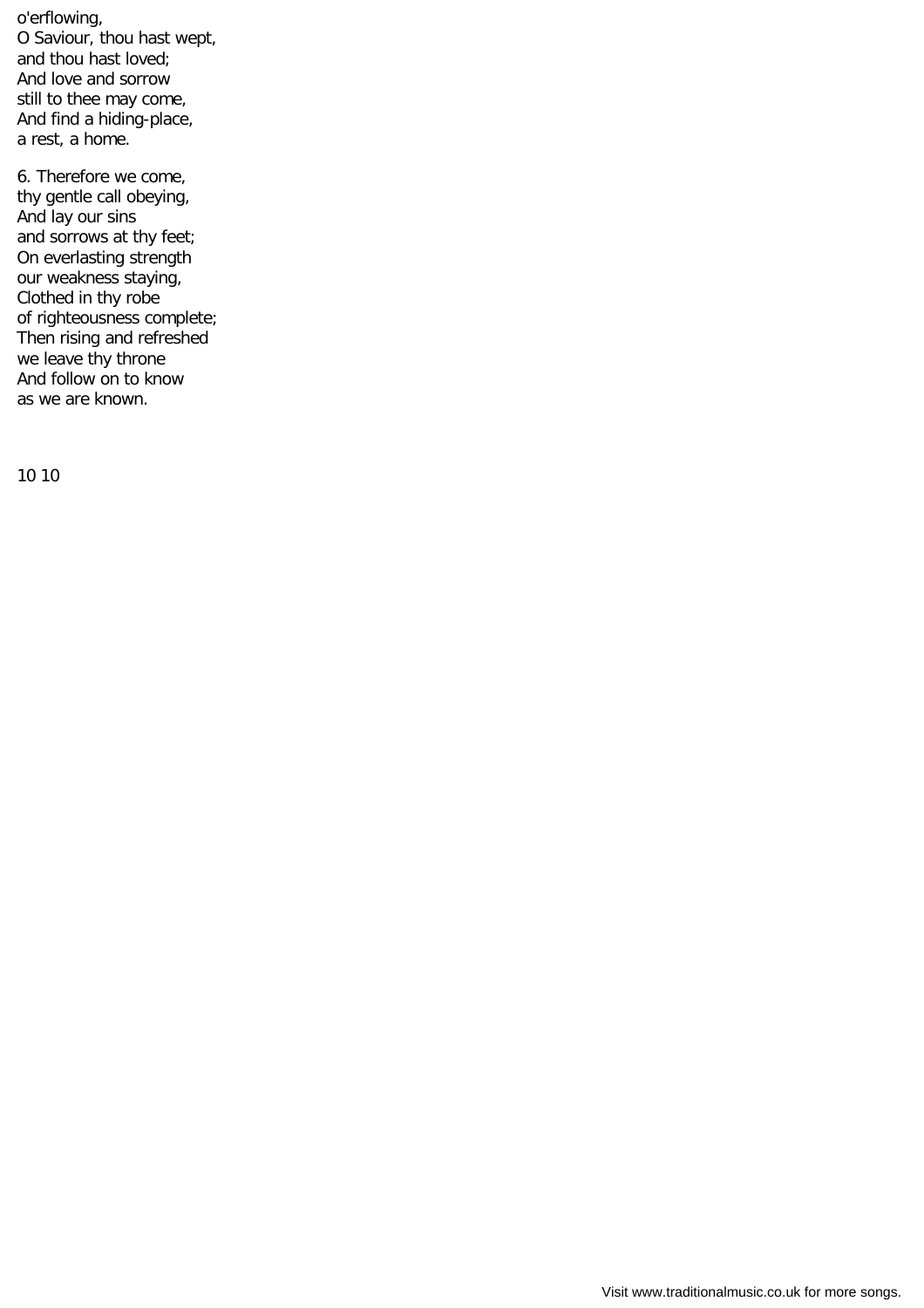o'erflowing,
O Saviour, thou hast wept,
and thou hast loved;
And love and sorrow
still to thee may come,
And find a hiding-place,
a rest, a home.

6. Therefore we come,
thy gentle call obeying,
And lay our sins
and sorrows at thy feet;
On everlasting strength
our weakness staying,
Clothed in thy robe
of righteousness complete;
Then rising and refreshed
we leave thy throne
And follow on to know
as we are known.

10 10